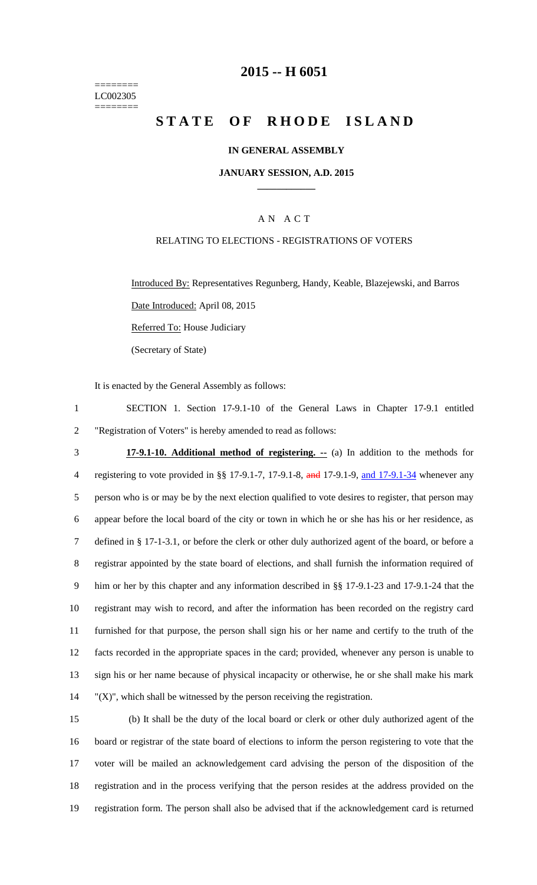========
LC002305
========

# 2015 -- H 6051

# STATE OF RHODE ISLAND

**IN GENERAL ASSEMBLY**

**JANUARY SESSION, A.D. 2015**

A N A C T

RELATING TO ELECTIONS - REGISTRATIONS OF VOTERS

Introduced By: Representatives Regunberg, Handy, Keable, Blazejewski, and Barros

Date Introduced: April 08, 2015

Referred To: House Judiciary

(Secretary of State)

It is enacted by the General Assembly as follows:

1 SECTION 1. Section 17-9.1-10 of the General Laws in Chapter 17-9.1 entitled
2 "Registration of Voters" is hereby amended to read as follows:

3 **17-9.1-10. Additional method of registering. --** (a) In addition to the methods for
4 registering to vote provided in §§ 17-9.1-7, 17-9.1-8, ~~and~~ 17-9.1-9, and 17-9.1-34 whenever any
5 person who is or may be by the next election qualified to vote desires to register, that person may
6 appear before the local board of the city or town in which he or she has his or her residence, as
7 defined in § 17-1-3.1, or before the clerk or other duly authorized agent of the board, or before a
8 registrar appointed by the state board of elections, and shall furnish the information required of
9 him or her by this chapter and any information described in §§ 17-9.1-23 and 17-9.1-24 that the
10 registrant may wish to record, and after the information has been recorded on the registry card
11 furnished for that purpose, the person shall sign his or her name and certify to the truth of the
12 facts recorded in the appropriate spaces in the card; provided, whenever any person is unable to
13 sign his or her name because of physical incapacity or otherwise, he or she shall make his mark
14 "(X)", which shall be witnessed by the person receiving the registration.

15 (b) It shall be the duty of the local board or clerk or other duly authorized agent of the
16 board or registrar of the state board of elections to inform the person registering to vote that the
17 voter will be mailed an acknowledgement card advising the person of the disposition of the
18 registration and in the process verifying that the person resides at the address provided on the
19 registration form. The person shall also be advised that if the acknowledgement card is returned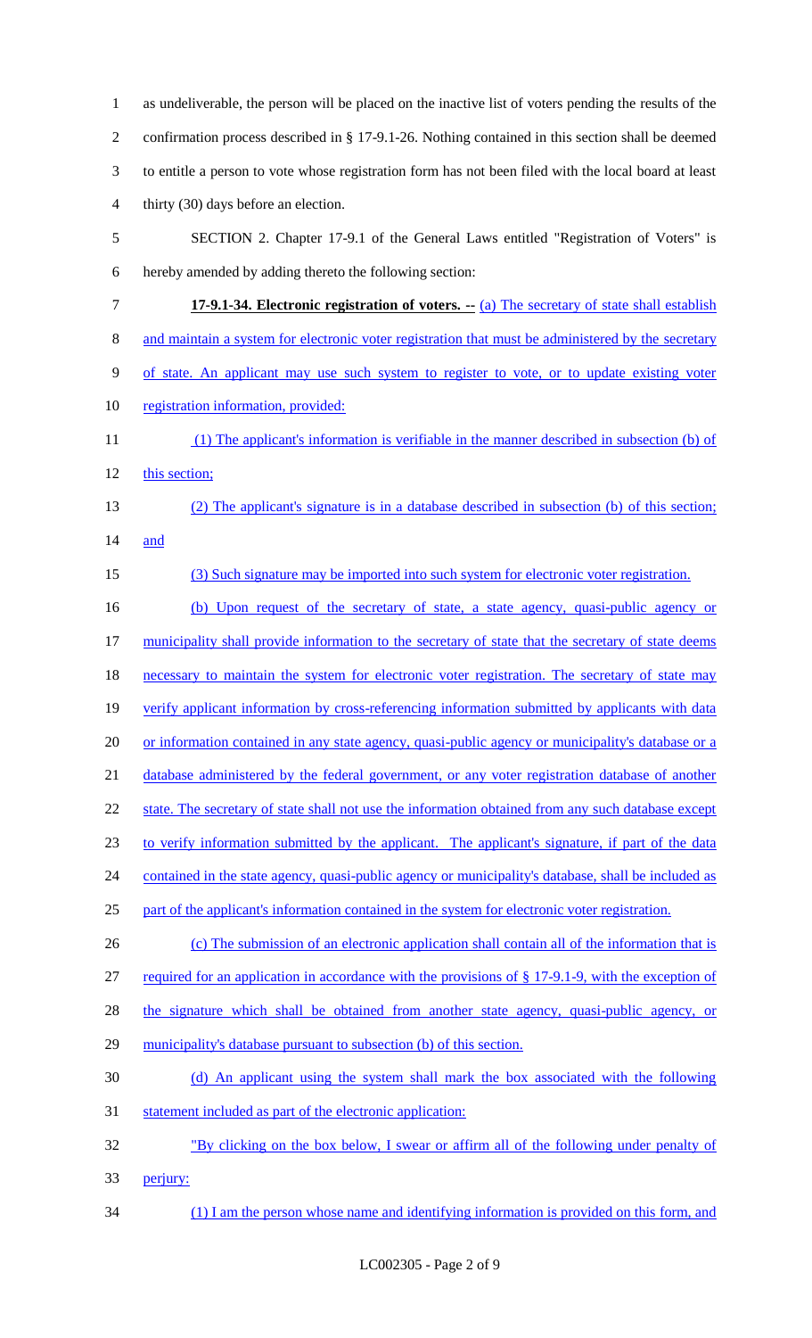as undeliverable, the person will be placed on the inactive list of voters pending the results of the confirmation process described in § 17-9.1-26. Nothing contained in this section shall be deemed to entitle a person to vote whose registration form has not been filed with the local board at least thirty (30) days before an election.

SECTION 2. Chapter 17-9.1 of the General Laws entitled "Registration of Voters" is hereby amended by adding thereto the following section:

**17-9.1-34. Electronic registration of voters. --** (a) The secretary of state shall establish and maintain a system for electronic voter registration that must be administered by the secretary of state. An applicant may use such system to register to vote, or to update existing voter registration information, provided:

(1) The applicant's information is verifiable in the manner described in subsection (b) of this section;

(2) The applicant's signature is in a database described in subsection (b) of this section; and

(3) Such signature may be imported into such system for electronic voter registration.

(b) Upon request of the secretary of state, a state agency, quasi-public agency or municipality shall provide information to the secretary of state that the secretary of state deems necessary to maintain the system for electronic voter registration. The secretary of state may verify applicant information by cross-referencing information submitted by applicants with data or information contained in any state agency, quasi-public agency or municipality's database or a database administered by the federal government, or any voter registration database of another state. The secretary of state shall not use the information obtained from any such database except to verify information submitted by the applicant. The applicant's signature, if part of the data contained in the state agency, quasi-public agency or municipality's database, shall be included as part of the applicant's information contained in the system for electronic voter registration.

(c) The submission of an electronic application shall contain all of the information that is required for an application in accordance with the provisions of § 17-9.1-9, with the exception of the signature which shall be obtained from another state agency, quasi-public agency, or municipality's database pursuant to subsection (b) of this section.

(d) An applicant using the system shall mark the box associated with the following statement included as part of the electronic application:

"By clicking on the box below, I swear or affirm all of the following under penalty of perjury:

(1) I am the person whose name and identifying information is provided on this form, and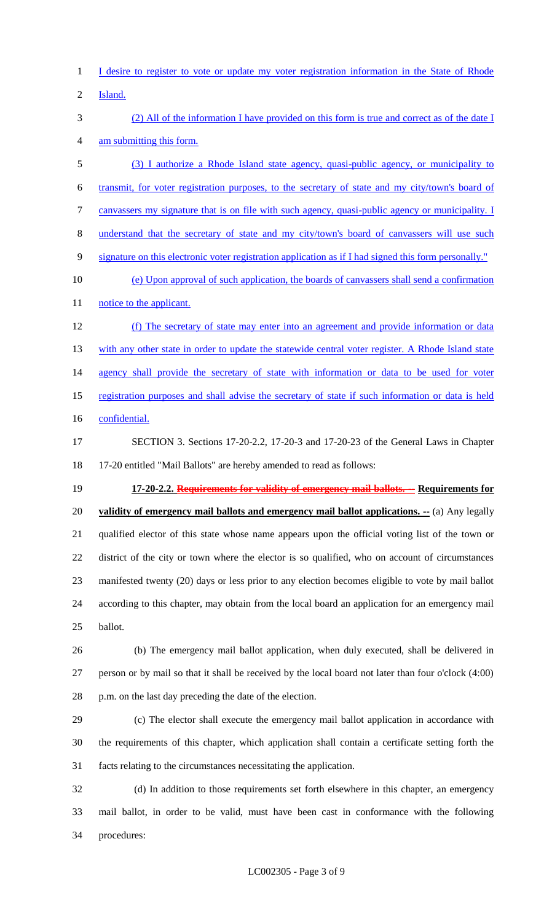I desire to register to vote or update my voter registration information in the State of Rhode Island.

(2) All of the information I have provided on this form is true and correct as of the date I am submitting this form.

(3) I authorize a Rhode Island state agency, quasi-public agency, or municipality to transmit, for voter registration purposes, to the secretary of state and my city/town's board of canvassers my signature that is on file with such agency, quasi-public agency or municipality. I understand that the secretary of state and my city/town's board of canvassers will use such signature on this electronic voter registration application as if I had signed this form personally."

(e) Upon approval of such application, the boards of canvassers shall send a confirmation notice to the applicant.

(f) The secretary of state may enter into an agreement and provide information or data with any other state in order to update the statewide central voter register. A Rhode Island state agency shall provide the secretary of state with information or data to be used for voter registration purposes and shall advise the secretary of state if such information or data is held confidential.

SECTION 3. Sections 17-20-2.2, 17-20-3 and 17-20-23 of the General Laws in Chapter 17-20 entitled "Mail Ballots" are hereby amended to read as follows:

**17-20-2.2. ~~Requirements for validity of emergency mail ballots. --~~ Requirements for validity of emergency mail ballots and emergency mail ballot applications. --** (a) Any legally qualified elector of this state whose name appears upon the official voting list of the town or district of the city or town where the elector is so qualified, who on account of circumstances manifested twenty (20) days or less prior to any election becomes eligible to vote by mail ballot according to this chapter, may obtain from the local board an application for an emergency mail ballot.

(b) The emergency mail ballot application, when duly executed, shall be delivered in person or by mail so that it shall be received by the local board not later than four o'clock (4:00) p.m. on the last day preceding the date of the election.

(c) The elector shall execute the emergency mail ballot application in accordance with the requirements of this chapter, which application shall contain a certificate setting forth the facts relating to the circumstances necessitating the application.

(d) In addition to those requirements set forth elsewhere in this chapter, an emergency mail ballot, in order to be valid, must have been cast in conformance with the following procedures: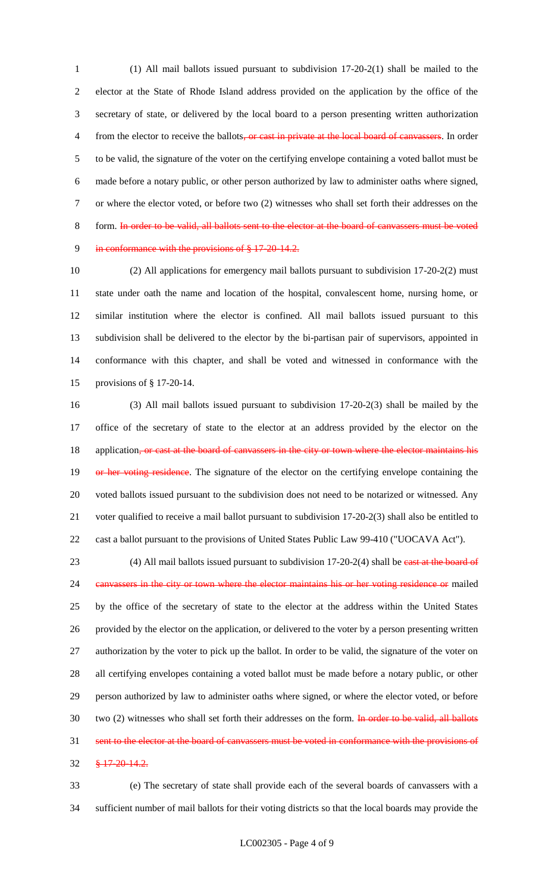(1) All mail ballots issued pursuant to subdivision 17-20-2(1) shall be mailed to the elector at the State of Rhode Island address provided on the application by the office of the secretary of state, or delivered by the local board to a person presenting written authorization from the elector to receive the ballots~~, or cast in private at the local board of canvassers~~. In order to be valid, the signature of the voter on the certifying envelope containing a voted ballot must be made before a notary public, or other person authorized by law to administer oaths where signed, or where the elector voted, or before two (2) witnesses who shall set forth their addresses on the form. ~~In order to be valid, all ballots sent to the elector at the board of canvassers must be voted in conformance with the provisions of § 17-20-14.2.~~

(2) All applications for emergency mail ballots pursuant to subdivision 17-20-2(2) must state under oath the name and location of the hospital, convalescent home, nursing home, or similar institution where the elector is confined. All mail ballots issued pursuant to this subdivision shall be delivered to the elector by the bi-partisan pair of supervisors, appointed in conformance with this chapter, and shall be voted and witnessed in conformance with the provisions of § 17-20-14.

(3) All mail ballots issued pursuant to subdivision 17-20-2(3) shall be mailed by the office of the secretary of state to the elector at an address provided by the elector on the application~~, or cast at the board of canvassers in the city or town where the elector maintains his or her voting residence~~. The signature of the elector on the certifying envelope containing the voted ballots issued pursuant to the subdivision does not need to be notarized or witnessed. Any voter qualified to receive a mail ballot pursuant to subdivision 17-20-2(3) shall also be entitled to cast a ballot pursuant to the provisions of United States Public Law 99-410 ("UOCAVA Act").

(4) All mail ballots issued pursuant to subdivision 17-20-2(4) shall be ~~cast at the board of canvassers in the city or town where the elector maintains his or her voting residence or~~ mailed by the office of the secretary of state to the elector at the address within the United States provided by the elector on the application, or delivered to the voter by a person presenting written authorization by the voter to pick up the ballot. In order to be valid, the signature of the voter on all certifying envelopes containing a voted ballot must be made before a notary public, or other person authorized by law to administer oaths where signed, or where the elector voted, or before two (2) witnesses who shall set forth their addresses on the form. ~~In order to be valid, all ballots sent to the elector at the board of canvassers must be voted in conformance with the provisions of § 17-20-14.2.~~

(e) The secretary of state shall provide each of the several boards of canvassers with a sufficient number of mail ballots for their voting districts so that the local boards may provide the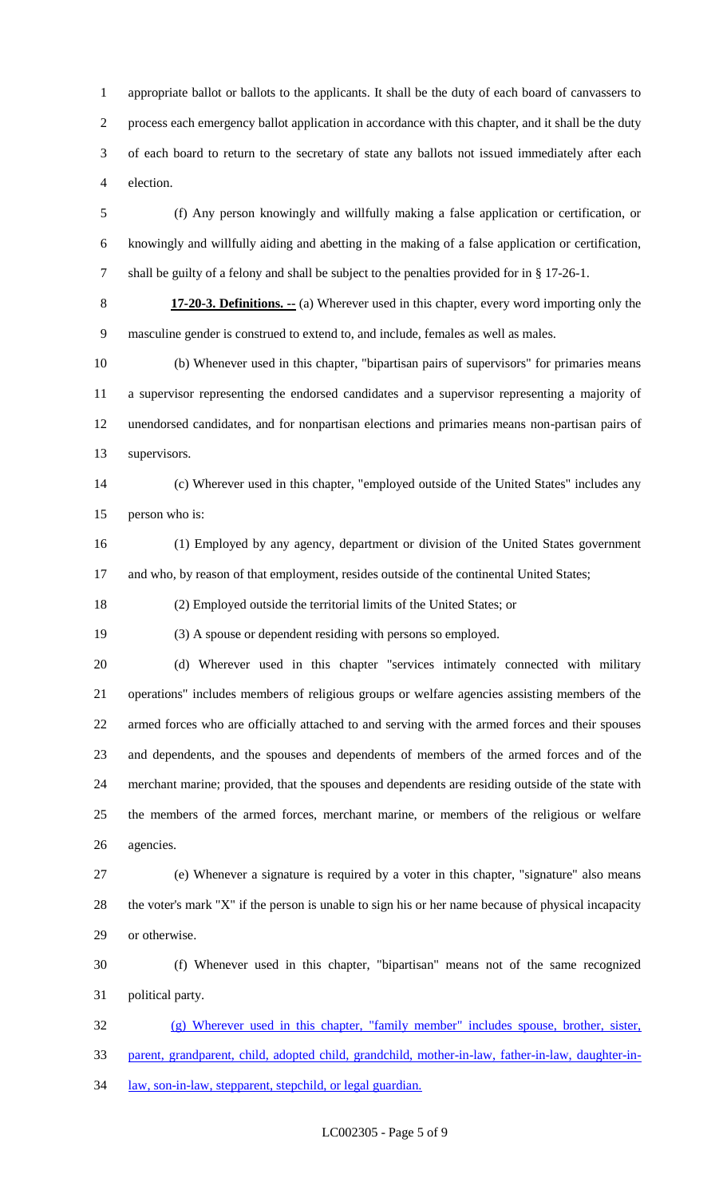appropriate ballot or ballots to the applicants. It shall be the duty of each board of canvassers to process each emergency ballot application in accordance with this chapter, and it shall be the duty of each board to return to the secretary of state any ballots not issued immediately after each election.

(f) Any person knowingly and willfully making a false application or certification, or knowingly and willfully aiding and abetting in the making of a false application or certification, shall be guilty of a felony and shall be subject to the penalties provided for in § 17-26-1.

**17-20-3. Definitions. --** (a) Wherever used in this chapter, every word importing only the masculine gender is construed to extend to, and include, females as well as males.

(b) Whenever used in this chapter, "bipartisan pairs of supervisors" for primaries means a supervisor representing the endorsed candidates and a supervisor representing a majority of unendorsed candidates, and for nonpartisan elections and primaries means non-partisan pairs of supervisors.

(c) Wherever used in this chapter, "employed outside of the United States" includes any person who is:

(1) Employed by any agency, department or division of the United States government and who, by reason of that employment, resides outside of the continental United States;

(2) Employed outside the territorial limits of the United States; or

(3) A spouse or dependent residing with persons so employed.

(d) Wherever used in this chapter "services intimately connected with military operations" includes members of religious groups or welfare agencies assisting members of the armed forces who are officially attached to and serving with the armed forces and their spouses and dependents, and the spouses and dependents of members of the armed forces and of the merchant marine; provided, that the spouses and dependents are residing outside of the state with the members of the armed forces, merchant marine, or members of the religious or welfare agencies.

(e) Whenever a signature is required by a voter in this chapter, "signature" also means the voter's mark "X" if the person is unable to sign his or her name because of physical incapacity or otherwise.

(f) Whenever used in this chapter, "bipartisan" means not of the same recognized political party.

(g) Wherever used in this chapter, "family member" includes spouse, brother, sister, parent, grandparent, child, adopted child, grandchild, mother-in-law, father-in-law, daughter-in-law, son-in-law, stepparent, stepchild, or legal guardian.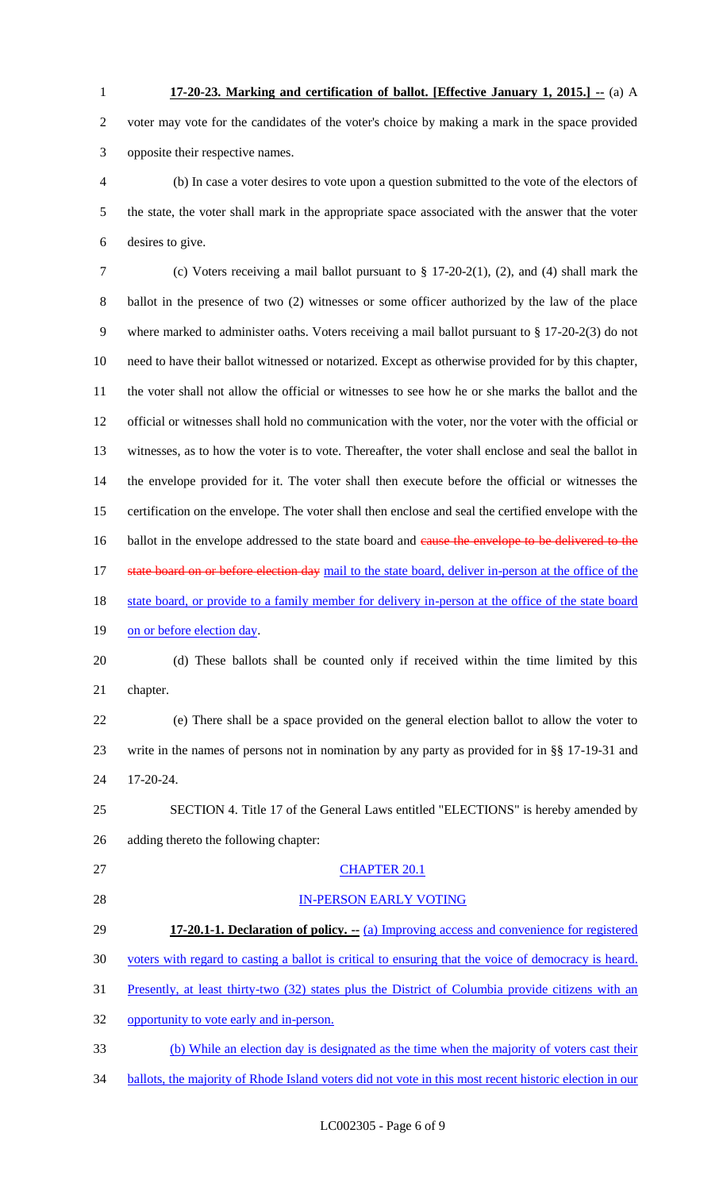**17-20-23. Marking and certification of ballot. [Effective January 1, 2015.] --** (a) A voter may vote for the candidates of the voter's choice by making a mark in the space provided opposite their respective names.

(b) In case a voter desires to vote upon a question submitted to the vote of the electors of the state, the voter shall mark in the appropriate space associated with the answer that the voter desires to give.

(c) Voters receiving a mail ballot pursuant to § 17-20-2(1), (2), and (4) shall mark the ballot in the presence of two (2) witnesses or some officer authorized by the law of the place where marked to administer oaths. Voters receiving a mail ballot pursuant to § 17-20-2(3) do not need to have their ballot witnessed or notarized. Except as otherwise provided for by this chapter, the voter shall not allow the official or witnesses to see how he or she marks the ballot and the official or witnesses shall hold no communication with the voter, nor the voter with the official or witnesses, as to how the voter is to vote. Thereafter, the voter shall enclose and seal the ballot in the envelope provided for it. The voter shall then execute before the official or witnesses the certification on the envelope. The voter shall then enclose and seal the certified envelope with the ballot in the envelope addressed to the state board and ~~cause the envelope to be delivered to the state board on or before election day~~ mail to the state board, deliver in-person at the office of the state board, or provide to a family member for delivery in-person at the office of the state board on or before election day.

(d) These ballots shall be counted only if received within the time limited by this chapter.

(e) There shall be a space provided on the general election ballot to allow the voter to write in the names of persons not in nomination by any party as provided for in §§ 17-19-31 and 17-20-24.

SECTION 4. Title 17 of the General Laws entitled "ELECTIONS" is hereby amended by adding thereto the following chapter:

CHAPTER 20.1

IN-PERSON EARLY VOTING

**17-20.1-1. Declaration of policy. --** (a) Improving access and convenience for registered voters with regard to casting a ballot is critical to ensuring that the voice of democracy is heard. Presently, at least thirty-two (32) states plus the District of Columbia provide citizens with an opportunity to vote early and in-person.

(b) While an election day is designated as the time when the majority of voters cast their ballots, the majority of Rhode Island voters did not vote in this most recent historic election in our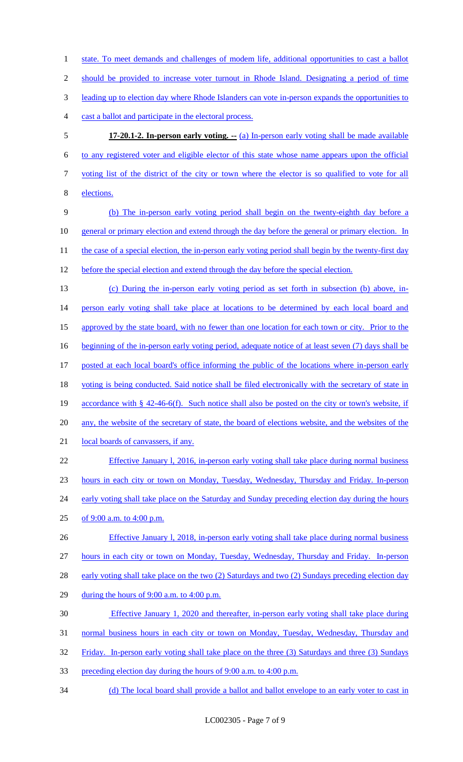state. To meet demands and challenges of modem life, additional opportunities to cast a ballot should be provided to increase voter turnout in Rhode Island. Designating a period of time leading up to election day where Rhode Islanders can vote in-person expands the opportunities to cast a ballot and participate in the electoral process.

**17-20.1-2. In-person early voting. --** (a) In-person early voting shall be made available to any registered voter and eligible elector of this state whose name appears upon the official voting list of the district of the city or town where the elector is so qualified to vote for all elections.

(b) The in-person early voting period shall begin on the twenty-eighth day before a general or primary election and extend through the day before the general or primary election. In the case of a special election, the in-person early voting period shall begin by the twenty-first day before the special election and extend through the day before the special election.

(c) During the in-person early voting period as set forth in subsection (b) above, in-person early voting shall take place at locations to be determined by each local board and approved by the state board, with no fewer than one location for each town or city. Prior to the beginning of the in-person early voting period, adequate notice of at least seven (7) days shall be posted at each local board's office informing the public of the locations where in-person early voting is being conducted. Said notice shall be filed electronically with the secretary of state in accordance with § 42-46-6(f). Such notice shall also be posted on the city or town's website, if any, the website of the secretary of state, the board of elections website, and the websites of the local boards of canvassers, if any.

Effective January l, 2016, in-person early voting shall take place during normal business hours in each city or town on Monday, Tuesday, Wednesday, Thursday and Friday. In-person early voting shall take place on the Saturday and Sunday preceding election day during the hours of 9:00 a.m. to 4:00 p.m.

Effective January l, 2018, in-person early voting shall take place during normal business hours in each city or town on Monday, Tuesday, Wednesday, Thursday and Friday. In-person early voting shall take place on the two (2) Saturdays and two (2) Sundays preceding election day during the hours of 9:00 a.m. to 4:00 p.m.

Effective January 1, 2020 and thereafter, in-person early voting shall take place during normal business hours in each city or town on Monday, Tuesday, Wednesday, Thursday and Friday. In-person early voting shall take place on the three (3) Saturdays and three (3) Sundays preceding election day during the hours of 9:00 a.m. to 4:00 p.m.

(d) The local board shall provide a ballot and ballot envelope to an early voter to cast in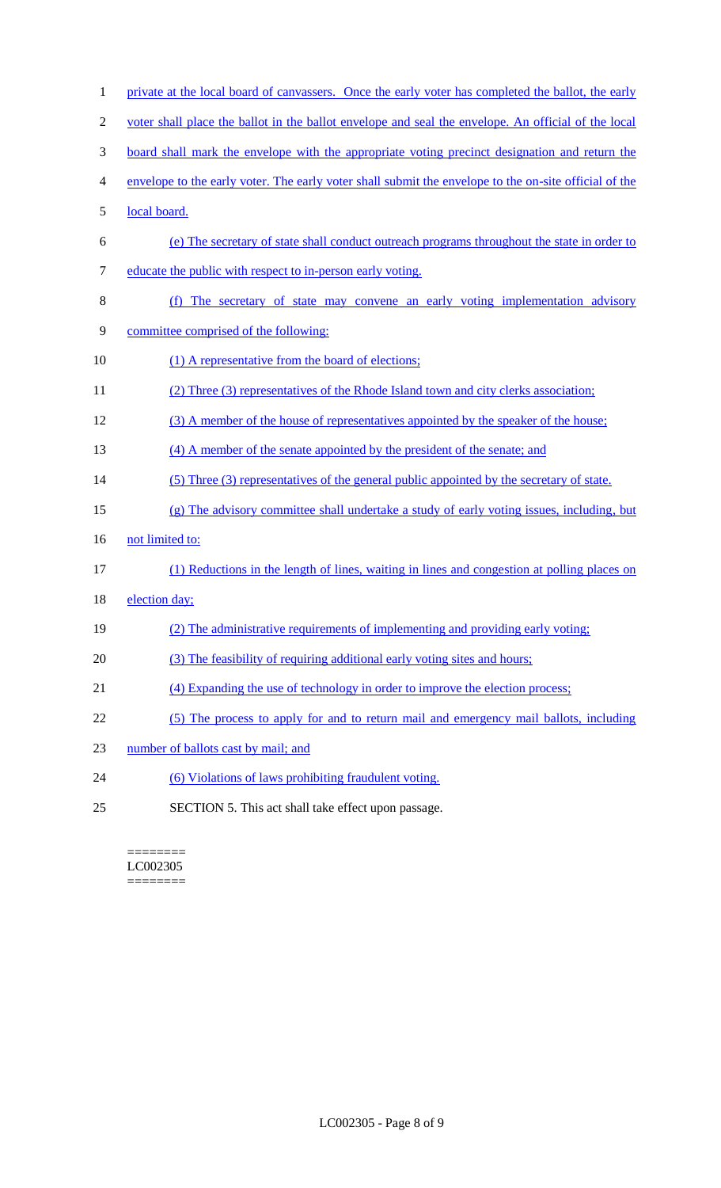private at the local board of canvassers. Once the early voter has completed the ballot, the early voter shall place the ballot in the ballot envelope and seal the envelope. An official of the local board shall mark the envelope with the appropriate voting precinct designation and return the envelope to the early voter. The early voter shall submit the envelope to the on-site official of the local board.

(e) The secretary of state shall conduct outreach programs throughout the state in order to educate the public with respect to in-person early voting.

(f) The secretary of state may convene an early voting implementation advisory committee comprised of the following:

(1) A representative from the board of elections;

(2) Three (3) representatives of the Rhode Island town and city clerks association;

(3) A member of the house of representatives appointed by the speaker of the house;

(4) A member of the senate appointed by the president of the senate; and

(5) Three (3) representatives of the general public appointed by the secretary of state.

(g) The advisory committee shall undertake a study of early voting issues, including, but not limited to:

(1) Reductions in the length of lines, waiting in lines and congestion at polling places on election day;

(2) The administrative requirements of implementing and providing early voting;

(3) The feasibility of requiring additional early voting sites and hours;

(4) Expanding the use of technology in order to improve the election process;

(5) The process to apply for and to return mail and emergency mail ballots, including number of ballots cast by mail; and

(6) Violations of laws prohibiting fraudulent voting.

SECTION 5. This act shall take effect upon passage.

========
LC002305
========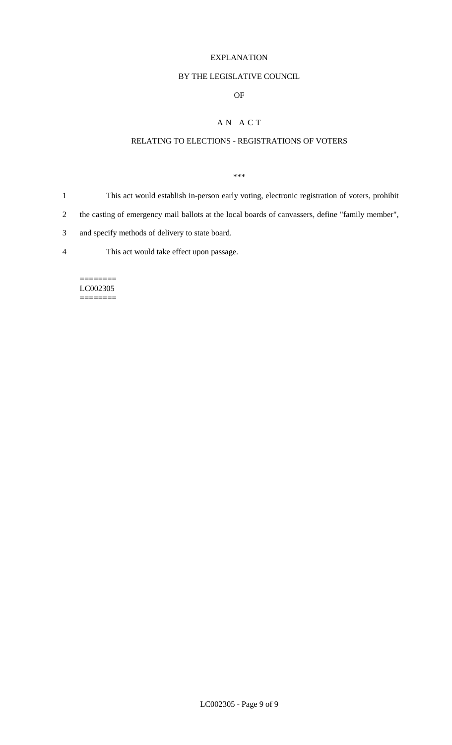EXPLANATION

BY THE LEGISLATIVE COUNCIL

OF

A N A C T

RELATING TO ELECTIONS - REGISTRATIONS OF VOTERS

\*\*\*

1 This act would establish in-person early voting, electronic registration of voters, prohibit
2 the casting of emergency mail ballots at the local boards of canvassers, define "family member",
3 and specify methods of delivery to state board.
4 This act would take effect upon passage.

========
LC002305
========